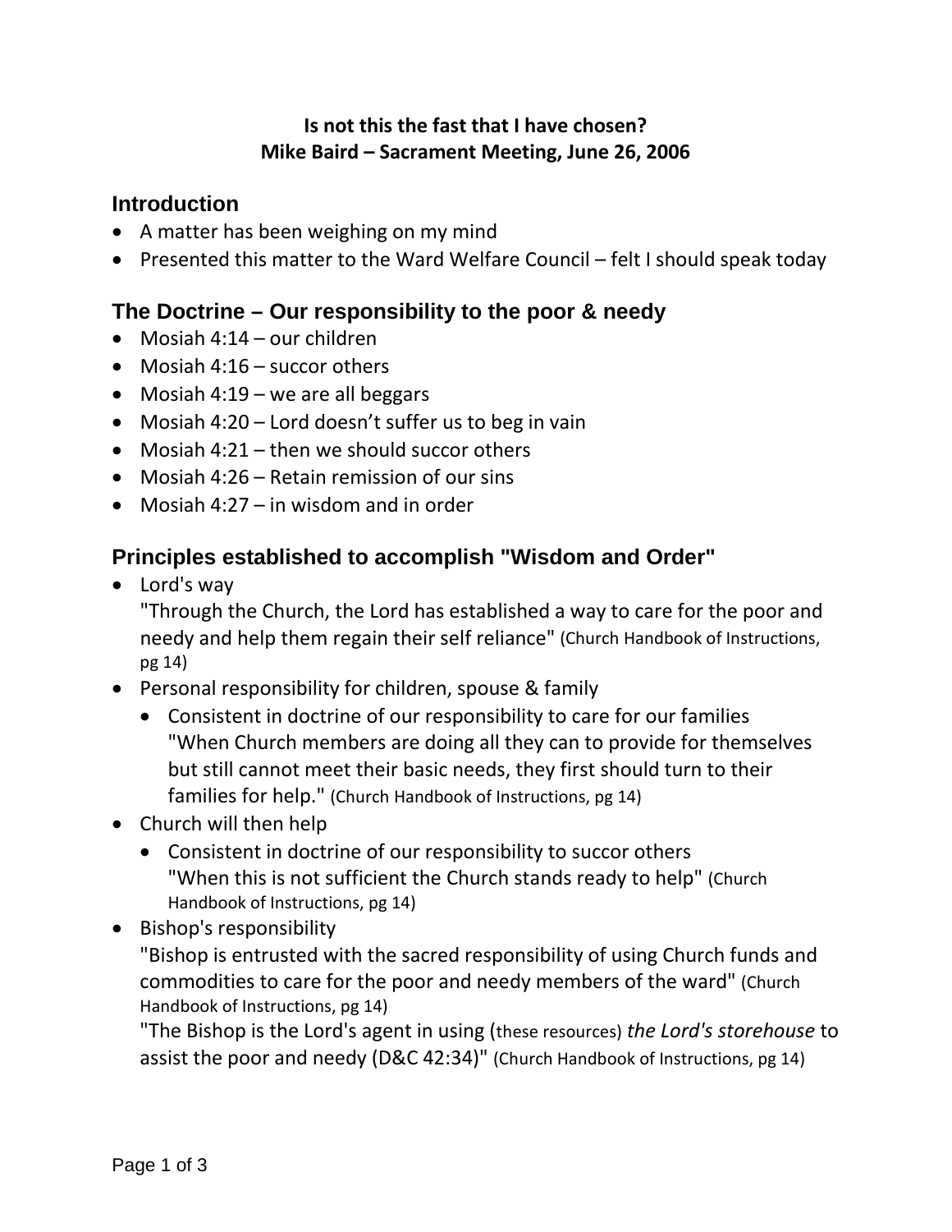**Is not this the fast that I have chosen?**
**Mike Baird – Sacrament Meeting, June 26, 2006**

## Introduction

- A matter has been weighing on my mind
- Presented this matter to the Ward Welfare Council – felt I should speak today

## The Doctrine – Our responsibility to the poor & needy

- Mosiah 4:14 – our children
- Mosiah 4:16 – succor others
- Mosiah 4:19 – we are all beggars
- Mosiah 4:20 – Lord doesn't suffer us to beg in vain
- Mosiah 4:21 – then we should succor others
- Mosiah 4:26 – Retain remission of our sins
- Mosiah 4:27 – in wisdom and in order

## Principles established to accomplish "Wisdom and Order"

- Lord's way
  "Through the Church, the Lord has established a way to care for the poor and needy and help them regain their self reliance" (Church Handbook of Instructions, pg 14)
- Personal responsibility for children, spouse & family
  - Consistent in doctrine of our responsibility to care for our families
    "When Church members are doing all they can to provide for themselves but still cannot meet their basic needs, they first should turn to their families for help." (Church Handbook of Instructions, pg 14)
- Church will then help
  - Consistent in doctrine of our responsibility to succor others
    "When this is not sufficient the Church stands ready to help" (Church Handbook of Instructions, pg 14)
- Bishop's responsibility
  "Bishop is entrusted with the sacred responsibility of using Church funds and commodities to care for the poor and needy members of the ward" (Church Handbook of Instructions, pg 14)
  "The Bishop is the Lord's agent in using (these resources) *the Lord's storehouse* to assist the poor and needy (D&C 42:34)" (Church Handbook of Instructions, pg 14)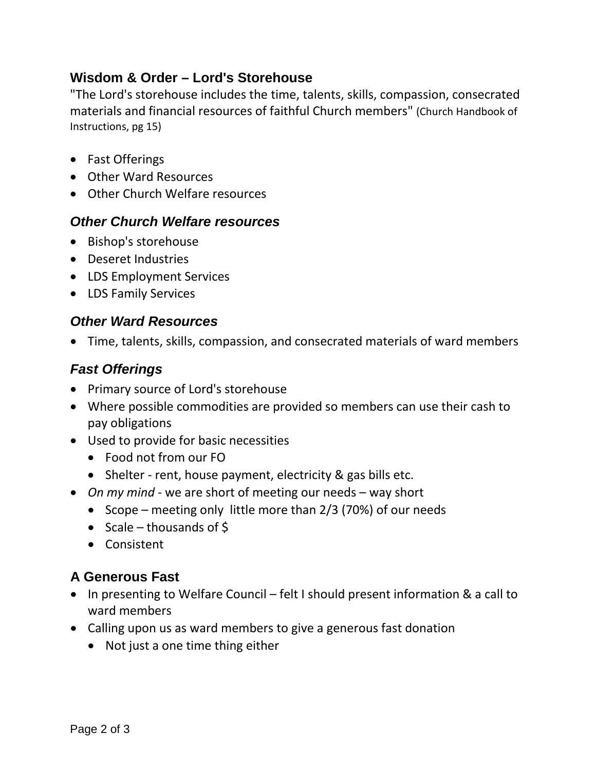## Wisdom & Order – Lord's Storehouse

"The Lord's storehouse includes the time, talents, skills, compassion, consecrated materials and financial resources of faithful Church members" (Church Handbook of Instructions, pg 15)

- Fast Offerings
- Other Ward Resources
- Other Church Welfare resources

### *Other Church Welfare resources*

- Bishop's storehouse
- Deseret Industries
- LDS Employment Services
- LDS Family Services

### *Other Ward Resources*

- Time, talents, skills, compassion, and consecrated materials of ward members

### *Fast Offerings*

- Primary source of Lord's storehouse
- Where possible commodities are provided so members can use their cash to pay obligations
- Used to provide for basic necessities
  - Food not from our FO
  - Shelter - rent, house payment, electricity & gas bills etc.
- *On my mind* - we are short of meeting our needs – way short
  - Scope – meeting only little more than 2/3 (70%) of our needs
  - Scale – thousands of $
  - Consistent

## A Generous Fast

- In presenting to Welfare Council – felt I should present information & a call to ward members
- Calling upon us as ward members to give a generous fast donation
  - Not just a one time thing either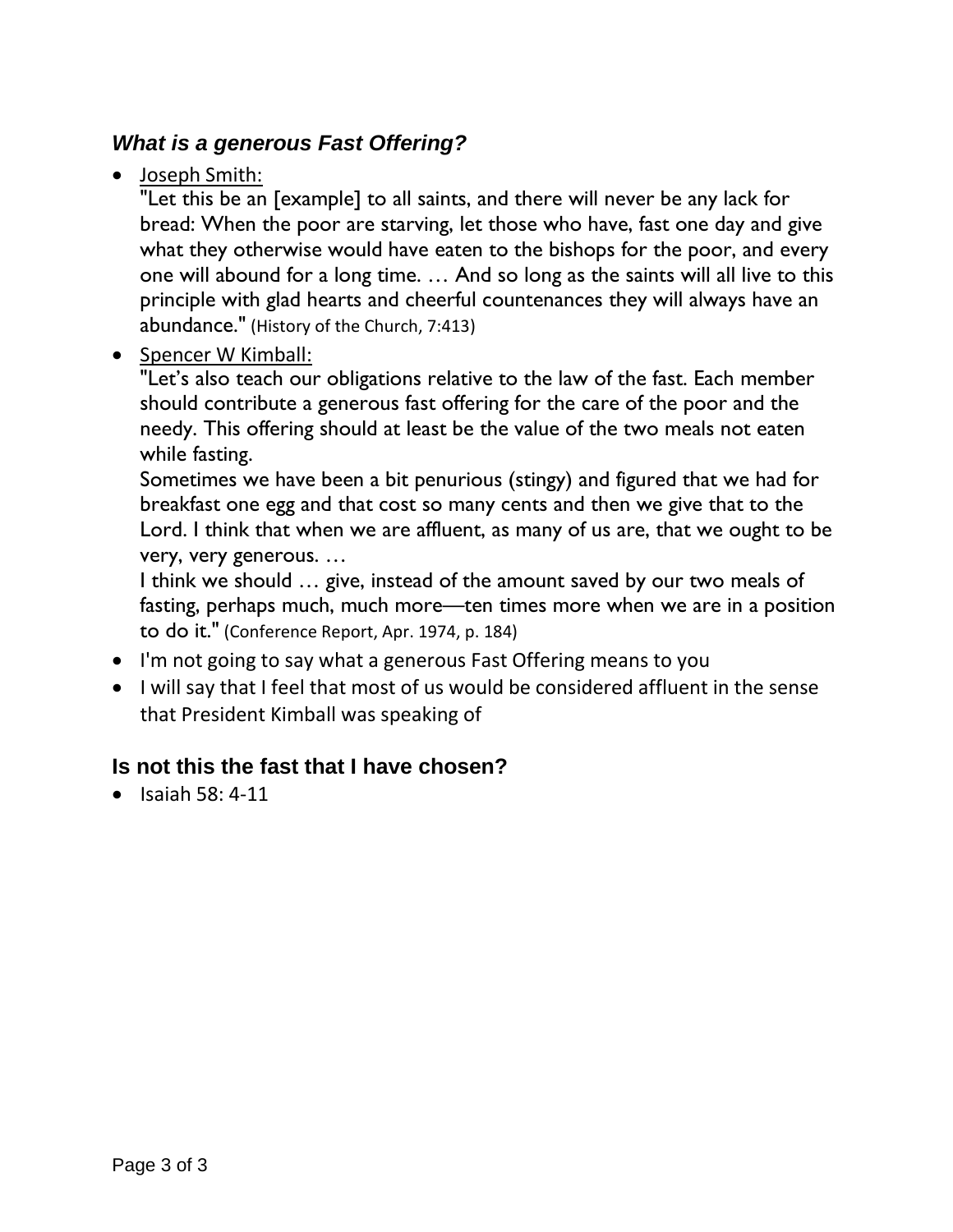### ***What is a generous Fast Offering?***

- Joseph Smith:
  "Let this be an [example] to all saints, and there will never be any lack for bread: When the poor are starving, let those who have, fast one day and give what they otherwise would have eaten to the bishops for the poor, and every one will abound for a long time. … And so long as the saints will all live to this principle with glad hearts and cheerful countenances they will always have an abundance." (History of the Church, 7:413)
- Spencer W Kimball:
  "Let's also teach our obligations relative to the law of the fast. Each member should contribute a generous fast offering for the care of the poor and the needy. This offering should at least be the value of the two meals not eaten while fasting.
  Sometimes we have been a bit penurious (stingy) and figured that we had for breakfast one egg and that cost so many cents and then we give that to the Lord. I think that when we are affluent, as many of us are, that we ought to be very, very generous. …
  I think we should … give, instead of the amount saved by our two meals of fasting, perhaps much, much more—ten times more when we are in a position to do it." (Conference Report, Apr. 1974, p. 184)
- I'm not going to say what a generous Fast Offering means to you
- I will say that I feel that most of us would be considered affluent in the sense that President Kimball was speaking of

### **Is not this the fast that I have chosen?**

- Isaiah 58: 4-11